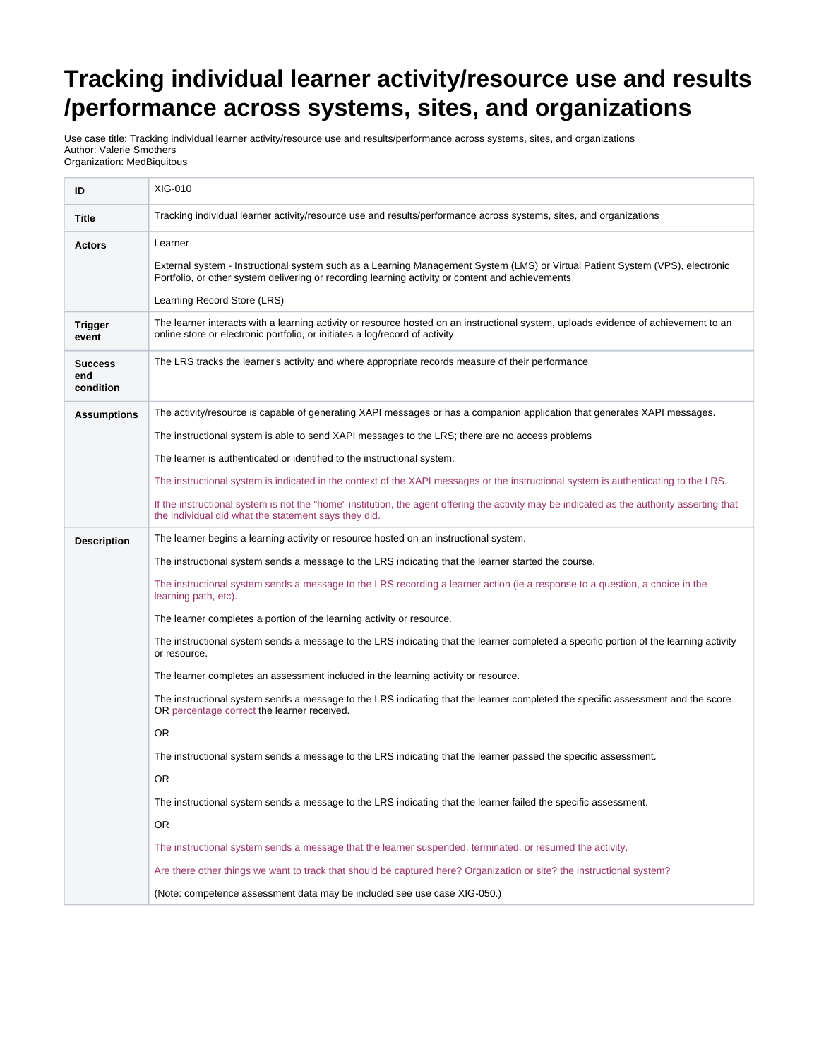# Tracking individual learner activity/resource use and results /performance across systems, sites, and organizations

Use case title: Tracking individual learner activity/resource use and results/performance across systems, sites, and organizations
Author: Valerie Smothers
Organization: MedBiquitous

| **ID** | XIG-010 |
|---|---|
| **Title** | Tracking individual learner activity/resource use and results/performance across systems, sites, and organizations |
| **Actors** | Learner<br><br>External system - Instructional system such as a Learning Management System (LMS) or Virtual Patient System (VPS), electronic Portfolio, or other system delivering or recording learning activity or content and achievements<br><br>Learning Record Store (LRS) |
| **Trigger event** | The learner interacts with a learning activity or resource hosted on an instructional system, uploads evidence of achievement to an online store or electronic portfolio, or initiates a log/record of activity |
| **Success end condition** | The LRS tracks the learner's activity and where appropriate records measure of their performance |
| **Assumptions** | The activity/resource is capable of generating XAPI messages or has a companion application that generates XAPI messages.<br><br>The instructional system is able to send XAPI messages to the LRS; there are no access problems<br><br>The learner is authenticated or identified to the instructional system.<br><br>The instructional system is indicated in the context of the XAPI messages or the instructional system is authenticating to the LRS.<br><br>If the instructional system is not the "home" institution, the agent offering the activity may be indicated as the authority asserting that the individual did what the statement says they did. |
| **Description** | The learner begins a learning activity or resource hosted on an instructional system.<br><br>The instructional system sends a message to the LRS indicating that the learner started the course.<br><br>The instructional system sends a message to the LRS recording a learner action (ie a response to a question, a choice in the learning path, etc).<br><br>The learner completes a portion of the learning activity or resource.<br><br>The instructional system sends a message to the LRS indicating that the learner completed a specific portion of the learning activity or resource.<br><br>The learner completes an assessment included in the learning activity or resource.<br><br>The instructional system sends a message to the LRS indicating that the learner completed the specific assessment and the score OR percentage correct the learner received.<br><br>OR<br><br>The instructional system sends a message to the LRS indicating that the learner passed the specific assessment.<br><br>OR<br><br>The instructional system sends a message to the LRS indicating that the learner failed the specific assessment.<br><br>OR<br><br>The instructional system sends a message that the learner suspended, terminated, or resumed the activity.<br><br>Are there other things we want to track that should be captured here? Organization or site? the instructional system?<br><br>(Note: competence assessment data may be included see use case XIG-050.) |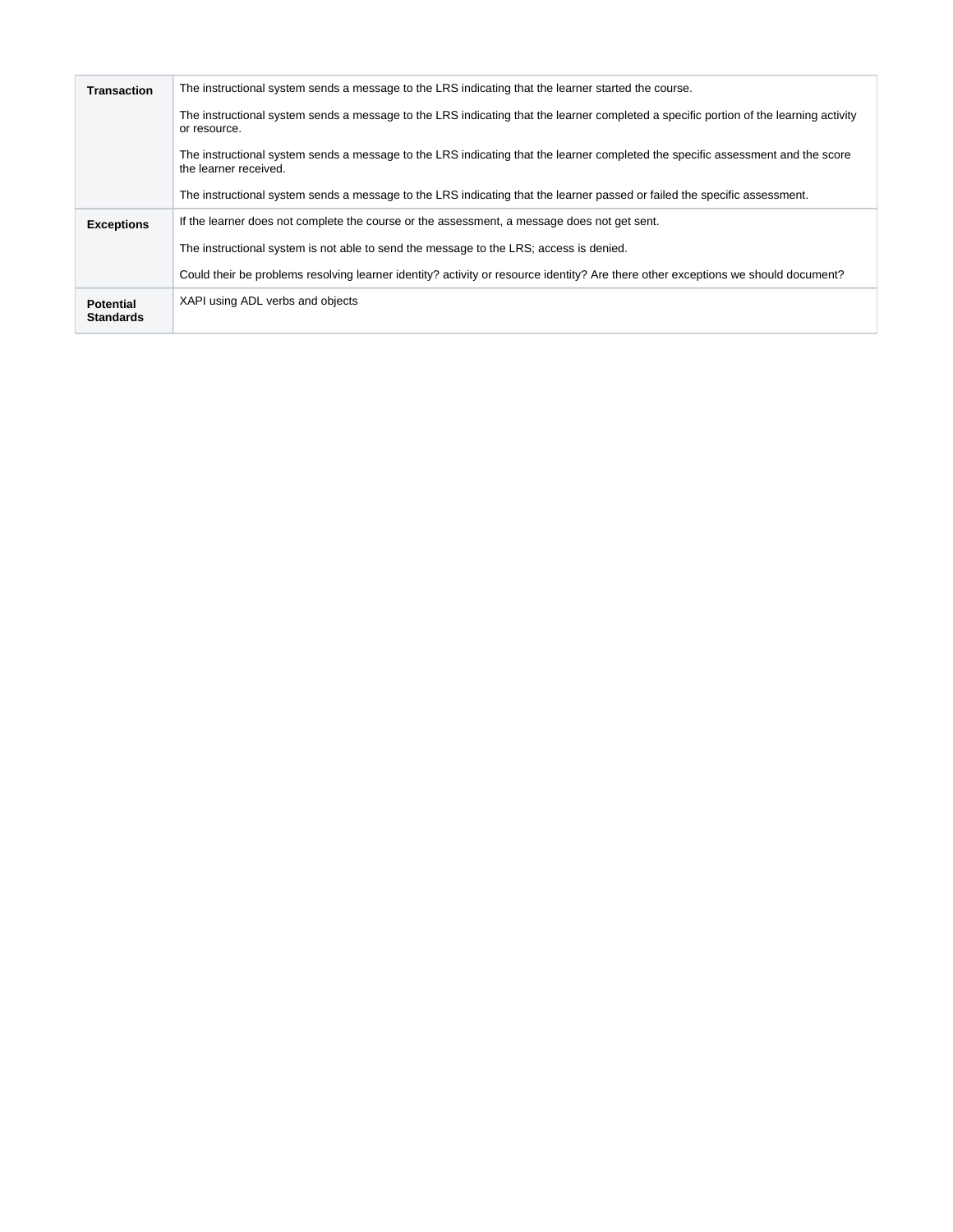| | |
|---|---|
| **Transaction** | The instructional system sends a message to the LRS indicating that the learner started the course.<br><br>The instructional system sends a message to the LRS indicating that the learner completed a specific portion of the learning activity or resource.<br><br>The instructional system sends a message to the LRS indicating that the learner completed the specific assessment and the score the learner received.<br><br>The instructional system sends a message to the LRS indicating that the learner passed or failed the specific assessment. |
| **Exceptions** | If the learner does not complete the course or the assessment, a message does not get sent.<br><br>The instructional system is not able to send the message to the LRS; access is denied.<br><br>Could their be problems resolving learner identity? activity or resource identity? Are there other exceptions we should document? |
| **Potential Standards** | XAPI using ADL verbs and objects |